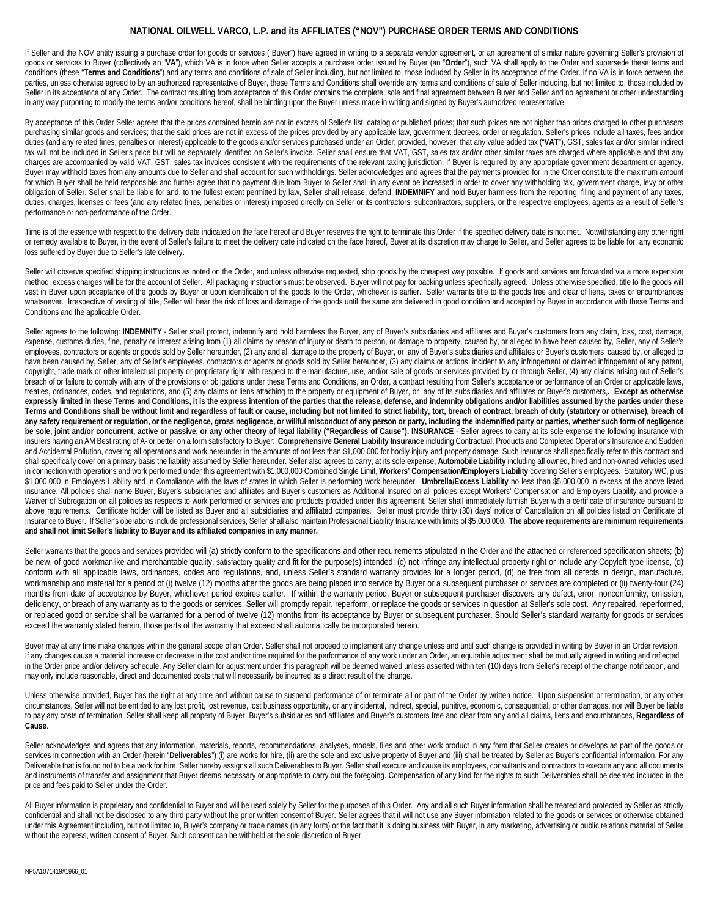## NATIONAL OILWELL VARCO, L.P. and its AFFILIATES ("NOV") PURCHASE ORDER TERMS AND CONDITIONS

If Seller and the NOV entity issuing a purchase order for goods or services ("Buyer") have agreed in writing to a separate vendor agreement, or an agreement of similar nature governing Seller's provision of goods or services to Buyer (collectively an "**VA**"), which VA is in force when Seller accepts a purchase order issued by Buyer (an "**Order**"), such VA shall apply to the Order and supersede these terms and conditions (these "**Terms and Conditions**") and any terms and conditions of sale of Seller including, but not limited to, those included by Seller in its acceptance of the Order. If no VA is in force between the parties, unless otherwise agreed to by an authorized representative of Buyer, these Terms and Conditions shall override any terms and conditions of sale of Seller including, but not limited to, those included by Seller in its acceptance of any Order. The contract resulting from acceptance of this Order contains the complete, sole and final agreement between Buyer and Seller and no agreement or other understanding in any way purporting to modify the terms and/or conditions hereof, shall be binding upon the Buyer unless made in writing and signed by Buyer's authorized representative.

By acceptance of this Order Seller agrees that the prices contained herein are not in excess of Seller's list, catalog or published prices; that such prices are not higher than prices charged to other purchasers purchasing similar goods and services; that the said prices are not in excess of the prices provided by any applicable law, government decrees, order or regulation. Seller's prices include all taxes, fees and/or duties (and any related fines, penalties or interest) applicable to the goods and/or services purchased under an Order; provided, however, that any value added tax ("**VAT**"), GST, sales tax and/or similar indirect tax will not be included in Seller's price but will be separately identified on Seller's invoice. Seller shall ensure that VAT, GST, sales tax and/or other similar taxes are charged where applicable and that any charges are accompanied by valid VAT, GST, sales tax invoices consistent with the requirements of the relevant taxing jurisdiction. If Buyer is required by any appropriate government department or agency, Buyer may withhold taxes from any amounts due to Seller and shall account for such withholdings. Seller acknowledges and agrees that the payments provided for in the Order constitute the maximum amount for which Buyer shall be held responsible and further agree that no payment due from Buyer to Seller shall in any event be increased in order to cover any withholding tax, government charge, levy or other obligation of Seller. Seller shall be liable for and, to the fullest extent permitted by law, Seller shall release, defend, **INDEMNIFY** and hold Buyer harmless from the reporting, filing and payment of any taxes, duties, charges, licenses or fees (and any related fines, penalties or interest) imposed directly on Seller or its contractors, subcontractors, suppliers, or the respective employees, agents as a result of Seller's performance or non-performance of the Order.

Time is of the essence with respect to the delivery date indicated on the face hereof and Buyer reserves the right to terminate this Order if the specified delivery date is not met. Notwithstanding any other right or remedy available to Buyer, in the event of Seller's failure to meet the delivery date indicated on the face hereof, Buyer at its discretion may charge to Seller, and Seller agrees to be liable for, any economic loss suffered by Buyer due to Seller's late delivery.

Seller will observe specified shipping instructions as noted on the Order, and unless otherwise requested, ship goods by the cheapest way possible. If goods and services are forwarded via a more expensive method, excess charges will be for the account of Seller. All packaging instructions must be observed. Buyer will not pay for packing unless specifically agreed. Unless otherwise specified, title to the goods will vest in Buyer upon acceptance of the goods by Buyer or upon identification of the goods to the Order, whichever is earlier. Seller warrants title to the goods free and clear of liens, taxes or encumbrances whatsoever. Irrespective of vesting of title, Seller will bear the risk of loss and damage of the goods until the same are delivered in good condition and accepted by Buyer in accordance with these Terms and Conditions and the applicable Order.

Seller agrees to the following: **INDEMNITY** - Seller shall protect, indemnify and hold harmless the Buyer, any of Buyer's subsidiaries and affiliates and Buyer's customers from any claim, loss, cost, damage, expense, customs duties, fine, penalty or interest arising from (1) all claims by reason of injury or death to person, or damage to property, caused by, or alleged to have been caused by, Seller, any of Seller's employees, contractors or agents or goods sold by Seller hereunder, (2) any and all damage to the property of Buyer, or any of Buyer's subsidiaries and affiliates or Buyer's customers caused by, or alleged to have been caused by, Seller, any of Seller's employees, contractors or agents or goods sold by Seller hereunder, (3) any claims or actions, incident to any infringement or claimed infringement of any patent, copyright, trade mark or other intellectual property or proprietary right with respect to the manufacture, use, and/or sale of goods or services provided by or through Seller, (4) any claims arising out of Seller's breach of or failure to comply with any of the provisions or obligations under these Terms and Conditions, an Order, a contract resulting from Seller's acceptance or performance of an Order or applicable laws, treaties, ordinances, codes, and regulations, and (5) any claims or liens attaching to the property or equipment of Buyer, or any of its subsidiaries and affiliates or Buyer's customers,. **Except as otherwise expressly limited in these Terms and Conditions, it is the express intention of the parties that the release, defense, and indemnity obligations and/or liabilities assumed by the parties under these Terms and Conditions shall be without limit and regardless of fault or cause, including but not limited to strict liability, tort, breach of contract, breach of duty (statutory or otherwise), breach of any safety requirement or regulation, or the negligence, gross negligence, or willful misconduct of any person or party, including the indemnified party or parties, whether such form of negligence be sole, joint and/or concurrent, active or passive, or any other theory of legal liability ("Regardless of Cause"). INSURANCE** - Seller agrees to carry at its sole expense the following insurance with insurers having an AM Best rating of A- or better on a form satisfactory to Buyer: **Comprehensive General Liability Insurance** including Contractual, Products and Completed Operations Insurance and Sudden and Accidental Pollution, covering all operations and work hereunder in the amounts of not less than $1,000,000 for bodily injury and property damage Such insurance shall specifically refer to this contract and shall specifically cover on a primary basis the liability assumed by Seller hereunder. Seller also agrees to carry, at its sole expense**, Automobile Liability** including all owned, hired and non-owned vehicles used in connection with operations and work performed under this agreement with $1,000,000 Combined Single Limit, **Workers' Compensation/Employers Liability** covering Seller's employees. Statutory WC, plus $1,000,000 in Employers Liability and in Compliance with the laws of states in which Seller is performing work hereunder. **Umbrella/Excess Liability** no less than $5,000,000 in excess of the above listed insurance. All policies shall name Buyer, Buyer's subsidiaries and affiliates and Buyer's customers as Additional Insured on all policies except Workers' Compensation and Employers Liability and provide a Waiver of Subrogation on all policies as respects to work performed or services and products provided under this agreement. Seller shall immediately furnish Buyer with a certificate of insurance pursuant to above requirements. Certificate holder will be listed as Buyer and all subsidiaries and affiliated companies. Seller must provide thirty (30) days' notice of Cancellation on all policies listed on Certificate of Insurance to Buyer. If Seller's operations include professional services, Seller shall also maintain Professional Liability Insurance with limits of $5,000,000. **The above requirements are minimum requirements and shall not limit Seller's liability to Buyer and its affiliated companies in any manner.**

Seller warrants that the goods and services provided will (a) strictly conform to the specifications and other requirements stipulated in the Order and the attached or referenced specification sheets; (b) be new, of good workmanlike and merchantable quality, satisfactory quality and fit for the purpose(s) intended; (c) not infringe any intellectual property right or include any Copyleft type license, (d) conform with all applicable laws, ordinances, codes and regulations, and, unless Seller's standard warranty provides for a longer period, (d) be free from all defects in design, manufacture, workmanship and material for a period of (i) twelve (12) months after the goods are being placed into service by Buyer or a subsequent purchaser or services are completed or (ii) twenty-four (24) months from date of acceptance by Buyer, whichever period expires earlier. If within the warranty period, Buyer or subsequent purchaser discovers any defect, error, nonconformity, omission, deficiency, or breach of any warranty as to the goods or services, Seller will promptly repair, reperform, or replace the goods or services in question at Seller's sole cost. Any repaired, reperformed, or replaced good or service shall be warranted for a period of twelve (12) months from its acceptance by Buyer or subsequent purchaser. Should Seller's standard warranty for goods or services exceed the warranty stated herein, those parts of the warranty that exceed shall automatically be incorporated herein.

Buyer may at any time make changes within the general scope of an Order. Seller shall not proceed to implement any change unless and until such change is provided in writing by Buyer in an Order revision. If any changes cause a material increase or decrease in the cost and/or time required for the performance of any work under an Order, an equitable adjustment shall be mutually agreed in writing and reflected in the Order price and/or delivery schedule. Any Seller claim for adjustment under this paragraph will be deemed waived unless asserted within ten (10) days from Seller's receipt of the change notification, and may only include reasonable, direct and documented costs that will necessarily be incurred as a direct result of the change.

Unless otherwise provided, Buyer has the right at any time and without cause to suspend performance of or terminate all or part of the Order by written notice. Upon suspension or termination, or any other circumstances, Seller will not be entitled to any lost profit, lost revenue, lost business opportunity, or any incidental, indirect, special, punitive, economic, consequential, or other damages, nor will Buyer be liable to pay any costs of termination. Seller shall keep all property of Buyer, Buyer's subsidiaries and affiliates and Buyer's customers free and clear from any and all claims, liens and encumbrances, **Regardless of Cause**.

Seller acknowledges and agrees that any information, materials, reports, recommendations, analyses, models, files and other work product in any form that Seller creates or develops as part of the goods or services in connection with an Order (herein "**Deliverables**") (i) are works for hire, (ii) are the sole and exclusive property of Buyer and (iii) shall be treated by Seller as Buyer's confidential information. For any Deliverable that is found not to be a work for hire, Seller hereby assigns all such Deliverables to Buyer. Seller shall execute and cause its employees, consultants and contractors to execute any and all documents and instruments of transfer and assignment that Buyer deems necessary or appropriate to carry out the foregoing. Compensation of any kind for the rights to such Deliverables shall be deemed included in the price and fees paid to Seller under the Order.

All Buyer information is proprietary and confidential to Buyer and will be used solely by Seller for the purposes of this Order. Any and all such Buyer information shall be treated and protected by Seller as strictly confidential and shall not be disclosed to any third party without the prior written consent of Buyer. Seller agrees that it will not use any Buyer information related to the goods or services or otherwise obtained under this Agreement including, but not limited to, Buyer's company or trade names (in any form) or the fact that it is doing business with Buyer, in any marketing, advertising or public relations material of Seller without the express, written consent of Buyer. Such consent can be withheld at the sole discretion of Buyer.

NP5A1071419#1966_01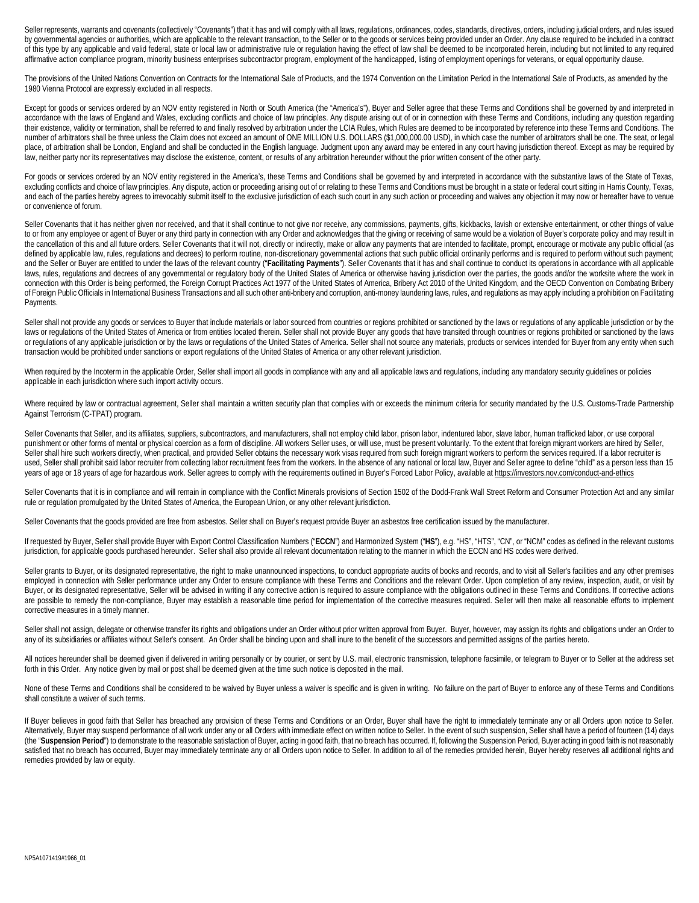Seller represents, warrants and covenants (collectively "Covenants") that it has and will comply with all laws, regulations, ordinances, codes, standards, directives, orders, including judicial orders, and rules issued by governmental agencies or authorities, which are applicable to the relevant transaction, to the Seller or to the goods or services being provided under an Order. Any clause required to be included in a contract of this type by any applicable and valid federal, state or local law or administrative rule or regulation having the effect of law shall be deemed to be incorporated herein, including but not limited to any required affirmative action compliance program, minority business enterprises subcontractor program, employment of the handicapped, listing of employment openings for veterans, or equal opportunity clause.

The provisions of the United Nations Convention on Contracts for the International Sale of Products, and the 1974 Convention on the Limitation Period in the International Sale of Products, as amended by the 1980 Vienna Protocol are expressly excluded in all respects.

Except for goods or services ordered by an NOV entity registered in North or South America (the "America's"), Buyer and Seller agree that these Terms and Conditions shall be governed by and interpreted in accordance with the laws of England and Wales, excluding conflicts and choice of law principles. Any dispute arising out of or in connection with these Terms and Conditions, including any question regarding their existence, validity or termination, shall be referred to and finally resolved by arbitration under the LCIA Rules, which Rules are deemed to be incorporated by reference into these Terms and Conditions. The number of arbitrators shall be three unless the Claim does not exceed an amount of ONE MILLION U.S. DOLLARS ($1,000,000.00 USD), in which case the number of arbitrators shall be one. The seat, or legal place, of arbitration shall be London, England and shall be conducted in the English language. Judgment upon any award may be entered in any court having jurisdiction thereof. Except as may be required by law, neither party nor its representatives may disclose the existence, content, or results of any arbitration hereunder without the prior written consent of the other party.

For goods or services ordered by an NOV entity registered in the America's, these Terms and Conditions shall be governed by and interpreted in accordance with the substantive laws of the State of Texas, excluding conflicts and choice of law principles. Any dispute, action or proceeding arising out of or relating to these Terms and Conditions must be brought in a state or federal court sitting in Harris County, Texas, and each of the parties hereby agrees to irrevocably submit itself to the exclusive jurisdiction of each such court in any such action or proceeding and waives any objection it may now or hereafter have to venue or convenience of forum.

Seller Covenants that it has neither given nor received, and that it shall continue to not give nor receive, any commissions, payments, gifts, kickbacks, lavish or extensive entertainment, or other things of value to or from any employee or agent of Buyer or any third party in connection with any Order and acknowledges that the giving or receiving of same would be a violation of Buyer's corporate policy and may result in the cancellation of this and all future orders. Seller Covenants that it will not, directly or indirectly, make or allow any payments that are intended to facilitate, prompt, encourage or motivate any public official (as defined by applicable law, rules, regulations and decrees) to perform routine, non-discretionary governmental actions that such public official ordinarily performs and is required to perform without such payment; and the Seller or Buyer are entitled to under the laws of the relevant country ("**Facilitating Payments**"). Seller Covenants that it has and shall continue to conduct its operations in accordance with all applicable laws, rules, regulations and decrees of any governmental or regulatory body of the United States of America or otherwise having jurisdiction over the parties, the goods and/or the worksite where the work in connection with this Order is being performed, the Foreign Corrupt Practices Act 1977 of the United States of America, Bribery Act 2010 of the United Kingdom, and the OECD Convention on Combating Bribery of Foreign Public Officials in International Business Transactions and all such other anti-bribery and corruption, anti-money laundering laws, rules, and regulations as may apply including a prohibition on Facilitating Payments.

Seller shall not provide any goods or services to Buyer that include materials or labor sourced from countries or regions prohibited or sanctioned by the laws or regulations of any applicable jurisdiction or by the laws or regulations of the United States of America or from entities located therein. Seller shall not provide Buyer any goods that have transited through countries or regions prohibited or sanctioned by the laws or regulations of any applicable jurisdiction or by the laws or regulations of the United States of America. Seller shall not source any materials, products or services intended for Buyer from any entity when such transaction would be prohibited under sanctions or export regulations of the United States of America or any other relevant jurisdiction.

When required by the Incoterm in the applicable Order, Seller shall import all goods in compliance with any and all applicable laws and regulations, including any mandatory security guidelines or policies applicable in each jurisdiction where such import activity occurs.

Where required by law or contractual agreement, Seller shall maintain a written security plan that complies with or exceeds the minimum criteria for security mandated by the U.S. Customs-Trade Partnership Against Terrorism (C-TPAT) program.

Seller Covenants that Seller, and its affiliates, suppliers, subcontractors, and manufacturers, shall not employ child labor, prison labor, indentured labor, slave labor, human trafficked labor, or use corporal punishment or other forms of mental or physical coercion as a form of discipline. All workers Seller uses, or will use, must be present voluntarily. To the extent that foreign migrant workers are hired by Seller, Seller shall hire such workers directly, when practical, and provided Seller obtains the necessary work visas required from such foreign migrant workers to perform the services required. If a labor recruiter is used, Seller shall prohibit said labor recruiter from collecting labor recruitment fees from the workers. In the absence of any national or local law, Buyer and Seller agree to define "child" as a person less than 15 years of age or 18 years of age for hazardous work. Seller agrees to comply with the requirements outlined in Buyer's Forced Labor Policy, available at https://investors.nov.com/conduct-and-ethics

Seller Covenants that it is in compliance and will remain in compliance with the Conflict Minerals provisions of Section 1502 of the Dodd-Frank Wall Street Reform and Consumer Protection Act and any similar rule or regulation promulgated by the United States of America, the European Union, or any other relevant jurisdiction.

Seller Covenants that the goods provided are free from asbestos. Seller shall on Buyer's request provide Buyer an asbestos free certification issued by the manufacturer.

If requested by Buyer, Seller shall provide Buyer with Export Control Classification Numbers ("**ECCN**") and Harmonized System ("**HS**"), e.g. "HS", "HTS", "CN", or "NCM" codes as defined in the relevant customs jurisdiction, for applicable goods purchased hereunder. Seller shall also provide all relevant documentation relating to the manner in which the ECCN and HS codes were derived.

Seller grants to Buyer, or its designated representative, the right to make unannounced inspections, to conduct appropriate audits of books and records, and to visit all Seller's facilities and any other premises employed in connection with Seller performance under any Order to ensure compliance with these Terms and Conditions and the relevant Order. Upon completion of any review, inspection, audit, or visit by Buyer, or its designated representative, Seller will be advised in writing if any corrective action is required to assure compliance with the obligations outlined in these Terms and Conditions. If corrective actions are possible to remedy the non-compliance, Buyer may establish a reasonable time period for implementation of the corrective measures required. Seller will then make all reasonable efforts to implement corrective measures in a timely manner.

Seller shall not assign, delegate or otherwise transfer its rights and obligations under an Order without prior written approval from Buyer. Buyer, however, may assign its rights and obligations under an Order to any of its subsidiaries or affiliates without Seller's consent. An Order shall be binding upon and shall inure to the benefit of the successors and permitted assigns of the parties hereto.

All notices hereunder shall be deemed given if delivered in writing personally or by courier, or sent by U.S. mail, electronic transmission, telephone facsimile, or telegram to Buyer or to Seller at the address set forth in this Order. Any notice given by mail or post shall be deemed given at the time such notice is deposited in the mail.

None of these Terms and Conditions shall be considered to be waived by Buyer unless a waiver is specific and is given in writing. No failure on the part of Buyer to enforce any of these Terms and Conditions shall constitute a waiver of such terms.

If Buyer believes in good faith that Seller has breached any provision of these Terms and Conditions or an Order, Buyer shall have the right to immediately terminate any or all Orders upon notice to Seller. Alternatively, Buyer may suspend performance of all work under any or all Orders with immediate effect on written notice to Seller. In the event of such suspension, Seller shall have a period of fourteen (14) days (the "**Suspension Period**") to demonstrate to the reasonable satisfaction of Buyer, acting in good faith, that no breach has occurred. If, following the Suspension Period, Buyer acting in good faith is not reasonably satisfied that no breach has occurred, Buyer may immediately terminate any or all Orders upon notice to Seller. In addition to all of the remedies provided herein, Buyer hereby reserves all additional rights and remedies provided by law or equity.

NP5A1071419#1966_01